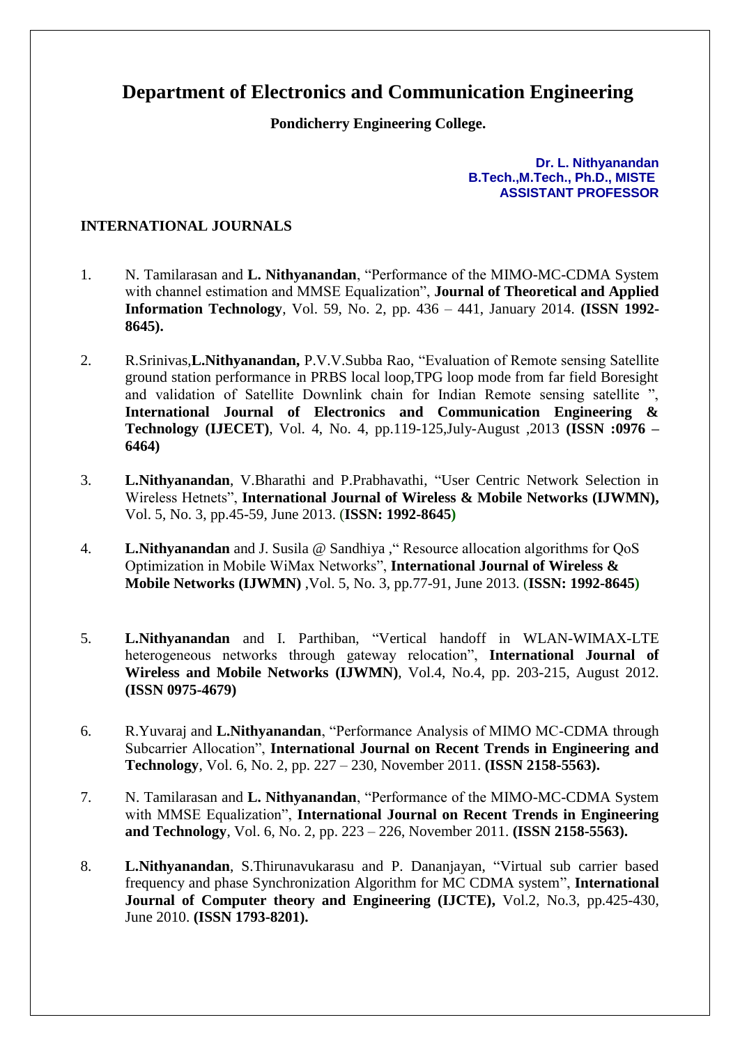# Department of Electronics and Communication Engineering

**Pondicherry Engineering College.**

**Dr. L. Nithyanandan**
**B.Tech.,M.Tech., Ph.D., MISTE**
**ASSISTANT PROFESSOR**

## INTERNATIONAL JOURNALS

1. N. Tamilarasan and **L. Nithyanandan**, "Performance of the MIMO-MC-CDMA System with channel estimation and MMSE Equalization", **Journal of Theoretical and Applied Information Technology**, Vol. 59, No. 2, pp. 436 – 441, January 2014. **(ISSN 1992-8645).**

2. R.Srinivas,**L.Nithyanandan,** P.V.V.Subba Rao, "Evaluation of Remote sensing Satellite ground station performance in PRBS local loop,TPG loop mode from far field Boresight and validation of Satellite Downlink chain for Indian Remote sensing satellite ", **International Journal of Electronics and Communication Engineering & Technology (IJECET)**, Vol. 4, No. 4, pp.119-125,July-August ,2013 **(ISSN :0976 – 6464)**

3. **L.Nithyanandan**, V.Bharathi and P.Prabhavathi, "User Centric Network Selection in Wireless Hetnets", **International Journal of Wireless & Mobile Networks (IJWMN),** Vol. 5, No. 3, pp.45-59, June 2013. (**ISSN: 1992-8645)**

4. **L.Nithyanandan** and J. Susila @ Sandhiya ," Resource allocation algorithms for QoS Optimization in Mobile WiMax Networks", **International Journal of Wireless & Mobile Networks (IJWMN)** ,Vol. 5, No. 3, pp.77-91, June 2013. (**ISSN: 1992-8645)**

5. **L.Nithyanandan** and I. Parthiban, "Vertical handoff in WLAN-WIMAX-LTE heterogeneous networks through gateway relocation", **International Journal of Wireless and Mobile Networks (IJWMN)**, Vol.4, No.4, pp. 203-215, August 2012. **(ISSN 0975-4679)**

6. R.Yuvaraj and **L.Nithyanandan**, "Performance Analysis of MIMO MC-CDMA through Subcarrier Allocation", **International Journal on Recent Trends in Engineering and Technology**, Vol. 6, No. 2, pp. 227 – 230, November 2011. **(ISSN 2158-5563).**

7. N. Tamilarasan and **L. Nithyanandan**, "Performance of the MIMO-MC-CDMA System with MMSE Equalization", **International Journal on Recent Trends in Engineering and Technology**, Vol. 6, No. 2, pp. 223 – 226, November 2011. **(ISSN 2158-5563).**

8. **L.Nithyanandan**, S.Thirunavukarasu and P. Dananjayan, "Virtual sub carrier based frequency and phase Synchronization Algorithm for MC CDMA system", **International Journal of Computer theory and Engineering (IJCTE),** Vol.2, No.3, pp.425-430, June 2010. **(ISSN 1793-8201).**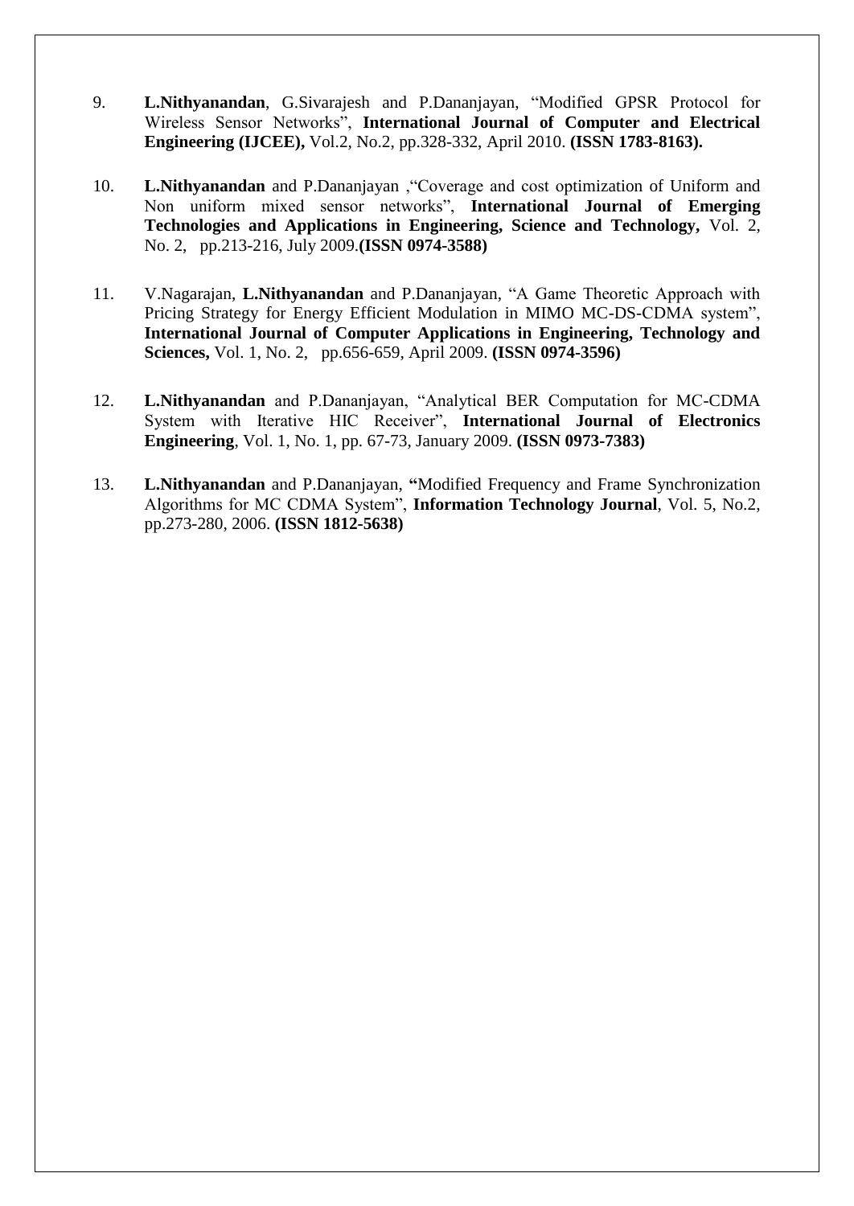9. **L.Nithyanandan**, G.Sivarajesh and P.Dananjayan, "Modified GPSR Protocol for Wireless Sensor Networks", **International Journal of Computer and Electrical Engineering (IJCEE),** Vol.2, No.2, pp.328-332, April 2010. **(ISSN 1783-8163).**

10. **L.Nithyanandan** and P.Dananjayan ,"Coverage and cost optimization of Uniform and Non uniform mixed sensor networks", **International Journal of Emerging Technologies and Applications in Engineering, Science and Technology,** Vol. 2, No. 2, pp.213-216, July 2009.**(ISSN 0974-3588)**

11. V.Nagarajan, **L.Nithyanandan** and P.Dananjayan, "A Game Theoretic Approach with Pricing Strategy for Energy Efficient Modulation in MIMO MC-DS-CDMA system", **International Journal of Computer Applications in Engineering, Technology and Sciences,** Vol. 1, No. 2, pp.656-659, April 2009. **(ISSN 0974-3596)**

12. **L.Nithyanandan** and P.Dananjayan, "Analytical BER Computation for MC-CDMA System with Iterative HIC Receiver", **International Journal of Electronics Engineering**, Vol. 1, No. 1, pp. 67-73, January 2009. **(ISSN 0973-7383)**

13. **L.Nithyanandan** and P.Dananjayan, **"**Modified Frequency and Frame Synchronization Algorithms for MC CDMA System", **Information Technology Journal**, Vol. 5, No.2, pp.273-280, 2006. **(ISSN 1812-5638)**